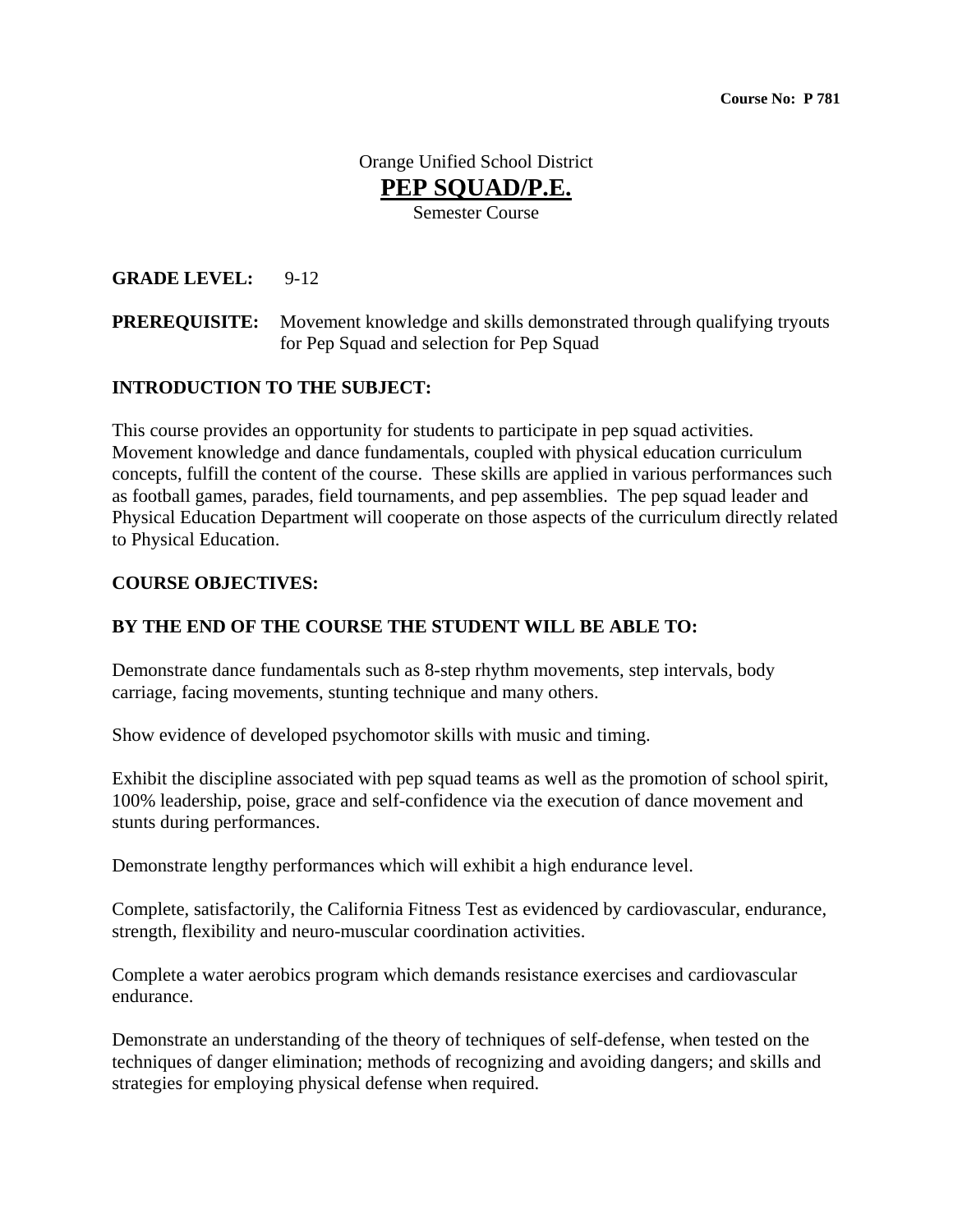**Course No: P 781**

Orange Unified School District

# PEP SQUAD/P.E.

Semester Course

**GRADE LEVEL:** 9-12

**PREREQUISITE:** Movement knowledge and skills demonstrated through qualifying tryouts for Pep Squad and selection for Pep Squad

## INTRODUCTION TO THE SUBJECT:

This course provides an opportunity for students to participate in pep squad activities. Movement knowledge and dance fundamentals, coupled with physical education curriculum concepts, fulfill the content of the course. These skills are applied in various performances such as football games, parades, field tournaments, and pep assemblies. The pep squad leader and Physical Education Department will cooperate on those aspects of the curriculum directly related to Physical Education.

## COURSE OBJECTIVES:

### BY THE END OF THE COURSE THE STUDENT WILL BE ABLE TO:

Demonstrate dance fundamentals such as 8-step rhythm movements, step intervals, body carriage, facing movements, stunting technique and many others.

Show evidence of developed psychomotor skills with music and timing.

Exhibit the discipline associated with pep squad teams as well as the promotion of school spirit, 100% leadership, poise, grace and self-confidence via the execution of dance movement and stunts during performances.

Demonstrate lengthy performances which will exhibit a high endurance level.

Complete, satisfactorily, the California Fitness Test as evidenced by cardiovascular, endurance, strength, flexibility and neuro-muscular coordination activities.

Complete a water aerobics program which demands resistance exercises and cardiovascular endurance.

Demonstrate an understanding of the theory of techniques of self-defense, when tested on the techniques of danger elimination; methods of recognizing and avoiding dangers; and skills and strategies for employing physical defense when required.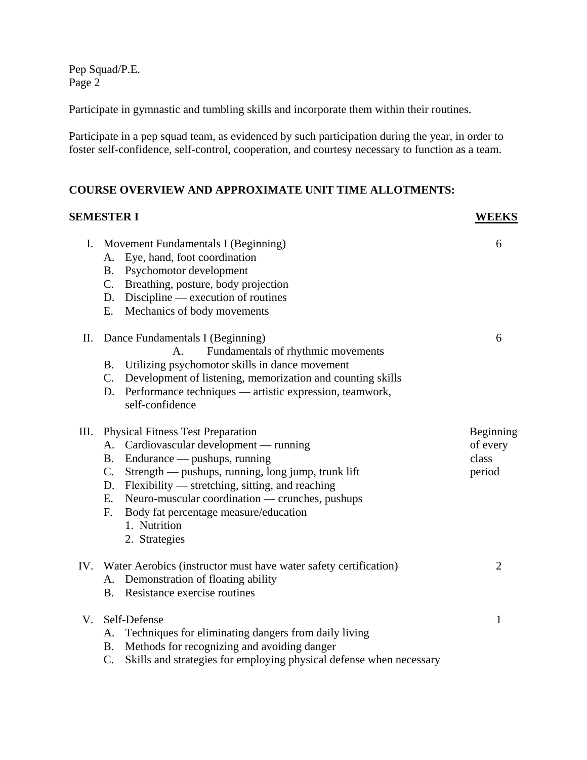Participate in gymnastic and tumbling skills and incorporate them within their routines.

Participate in a pep squad team, as evidenced by such participation during the year, in order to foster self-confidence, self-control, cooperation, and courtesy necessary to function as a team.

## COURSE OVERVIEW AND APPROXIMATE UNIT TIME ALLOTMENTS:

| SEMESTER I | WEEKS |
| --- | --- |
| I. Movement Fundamentals I (Beginning)<br>A. Eye, hand, foot coordination<br>B. Psychomotor development<br>C. Breathing, posture, body projection<br>D. Discipline — execution of routines<br>E. Mechanics of body movements | 6 |
| II. Dance Fundamentals I (Beginning)<br>A. Fundamentals of rhythmic movements<br>B. Utilizing psychomotor skills in dance movement<br>C. Development of listening, memorization and counting skills<br>D. Performance techniques — artistic expression, teamwork, self-confidence | 6 |
| III. Physical Fitness Test Preparation<br>A. Cardiovascular development — running<br>B. Endurance — pushups, running<br>C. Strength — pushups, running, long jump, trunk lift<br>D. Flexibility — stretching, sitting, and reaching<br>E. Neuro-muscular coordination — crunches, pushups<br>F. Body fat percentage measure/education<br>1. Nutrition<br>2. Strategies | Beginning of every class period |
| IV. Water Aerobics (instructor must have water safety certification)<br>A. Demonstration of floating ability<br>B. Resistance exercise routines | 2 |
| V. Self-Defense<br>A. Techniques for eliminating dangers from daily living<br>B. Methods for recognizing and avoiding danger<br>C. Skills and strategies for employing physical defense when necessary | 1 |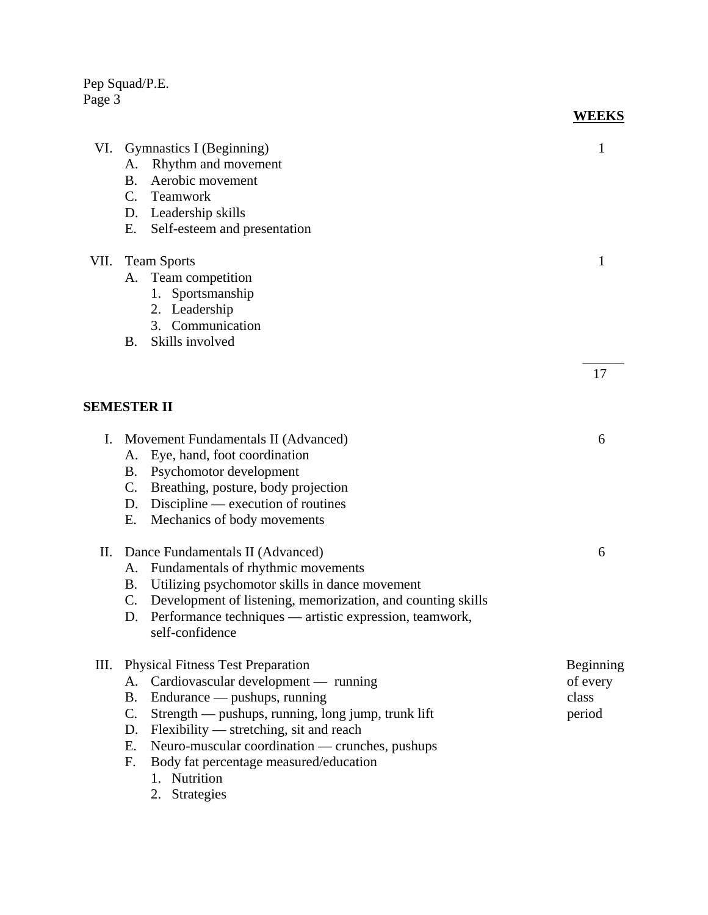**WEEKS**

VI. Gymnastics I (Beginning) — 1

- A. Rhythm and movement
- B. Aerobic movement
- C. Teamwork
- D. Leadership skills
- E. Self-esteem and presentation

VII. Team Sports — 1

- A. Team competition
  1. Sportsmanship
  2. Leadership
  3. Communication
- B. Skills involved

______
17

**SEMESTER II**

I. Movement Fundamentals II (Advanced) — 6

- A. Eye, hand, foot coordination
- B. Psychomotor development
- C. Breathing, posture, body projection
- D. Discipline — execution of routines
- E. Mechanics of body movements

II. Dance Fundamentals II (Advanced) — 6

- A. Fundamentals of rhythmic movements
- B. Utilizing psychomotor skills in dance movement
- C. Development of listening, memorization, and counting skills
- D. Performance techniques — artistic expression, teamwork, self-confidence

III. Physical Fitness Test Preparation — Beginning of every class period

- A. Cardiovascular development — running
- B. Endurance — pushups, running
- C. Strength — pushups, running, long jump, trunk lift
- D. Flexibility — stretching, sit and reach
- E. Neuro-muscular coordination — crunches, pushups
- F. Body fat percentage measured/education
  1. Nutrition
  2. Strategies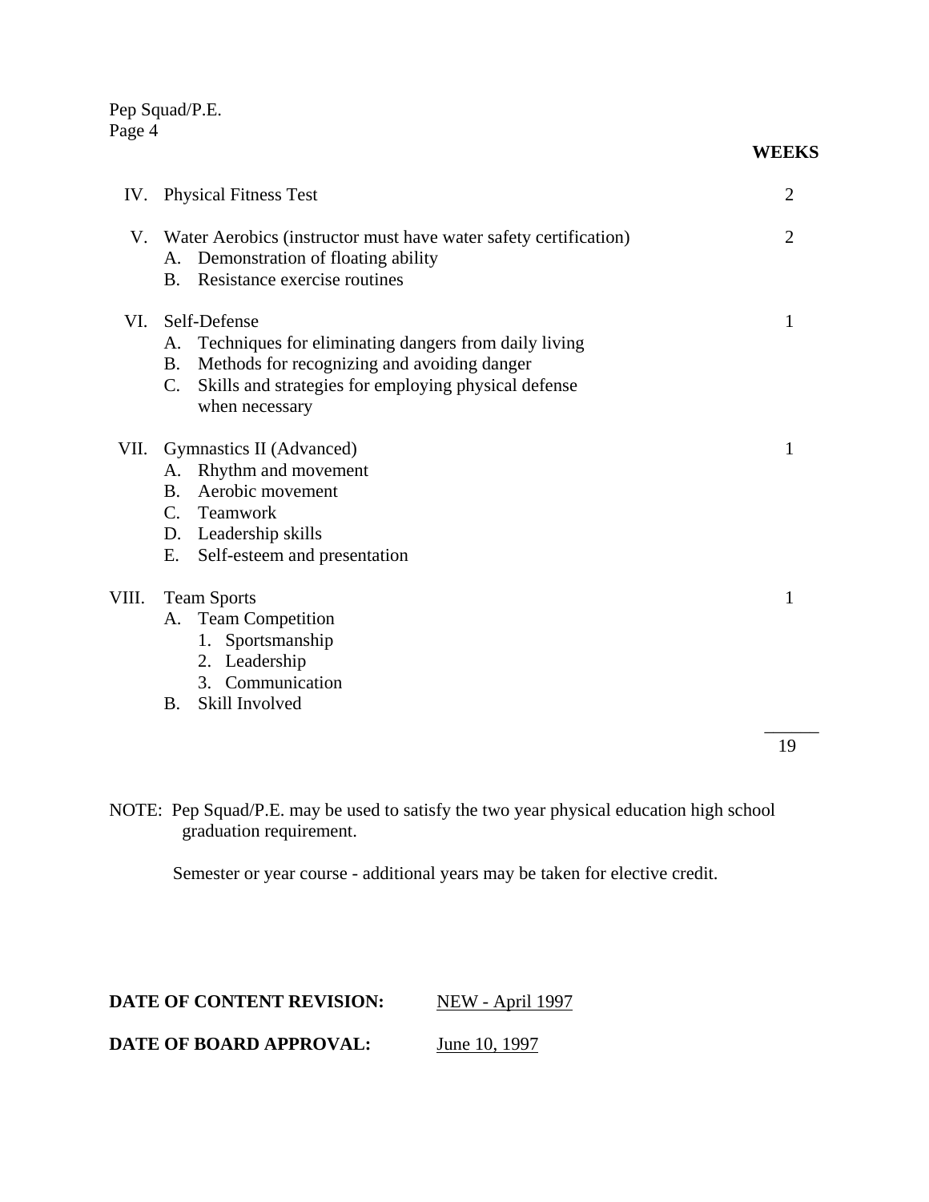| | | WEEKS |
|---|---|---|
| IV. | Physical Fitness Test | 2 |
| V. | Water Aerobics (instructor must have water safety certification)<br>A. Demonstration of floating ability<br>B. Resistance exercise routines | 2 |
| VI. | Self-Defense<br>A. Techniques for eliminating dangers from daily living<br>B. Methods for recognizing and avoiding danger<br>C. Skills and strategies for employing physical defense when necessary | 1 |
| VII. | Gymnastics II (Advanced)<br>A. Rhythm and movement<br>B. Aerobic movement<br>C. Teamwork<br>D. Leadership skills<br>E. Self-esteem and presentation | 1 |
| VIII. | Team Sports<br>A. Team Competition<br>1. Sportsmanship<br>2. Leadership<br>3. Communication<br>B. Skill Involved | 1 |
| | | 19 |

NOTE: Pep Squad/P.E. may be used to satisfy the two year physical education high school graduation requirement.

Semester or year course - additional years may be taken for elective credit.

**DATE OF CONTENT REVISION:** NEW - April 1997

**DATE OF BOARD APPROVAL:** June 10, 1997